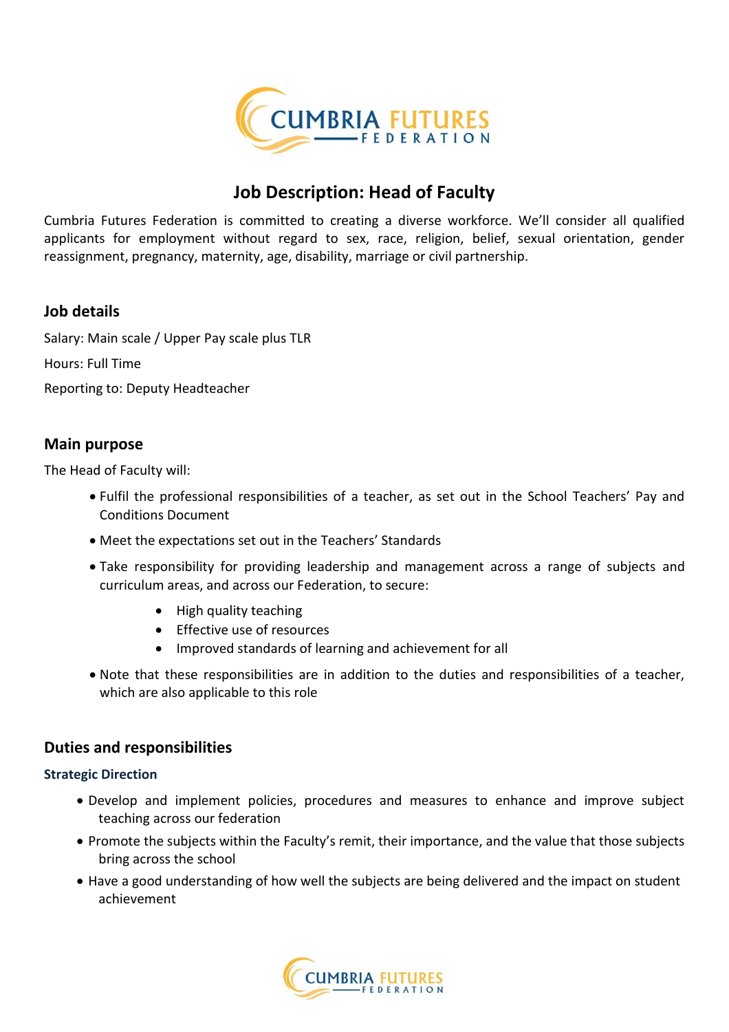# Job Description: Head of Faculty

Cumbria Futures Federation is committed to creating a diverse workforce. We'll consider all qualified applicants for employment without regard to sex, race, religion, belief, sexual orientation, gender reassignment, pregnancy, maternity, age, disability, marriage or civil partnership.

## Job details

Salary: Main scale / Upper Pay scale plus TLR

Hours: Full Time

Reporting to: Deputy Headteacher

## Main purpose

The Head of Faculty will:

- Fulfil the professional responsibilities of a teacher, as set out in the School Teachers' Pay and Conditions Document
- Meet the expectations set out in the Teachers' Standards
- Take responsibility for providing leadership and management across a range of subjects and curriculum areas, and across our Federation, to secure:
    - High quality teaching
    - Effective use of resources
    - Improved standards of learning and achievement for all
- Note that these responsibilities are in addition to the duties and responsibilities of a teacher, which are also applicable to this role

## Duties and responsibilities

### Strategic Direction

- Develop and implement policies, procedures and measures to enhance and improve subject teaching across our federation
- Promote the subjects within the Faculty's remit, their importance, and the value that those subjects bring across the school
- Have a good understanding of how well the subjects are being delivered and the impact on student achievement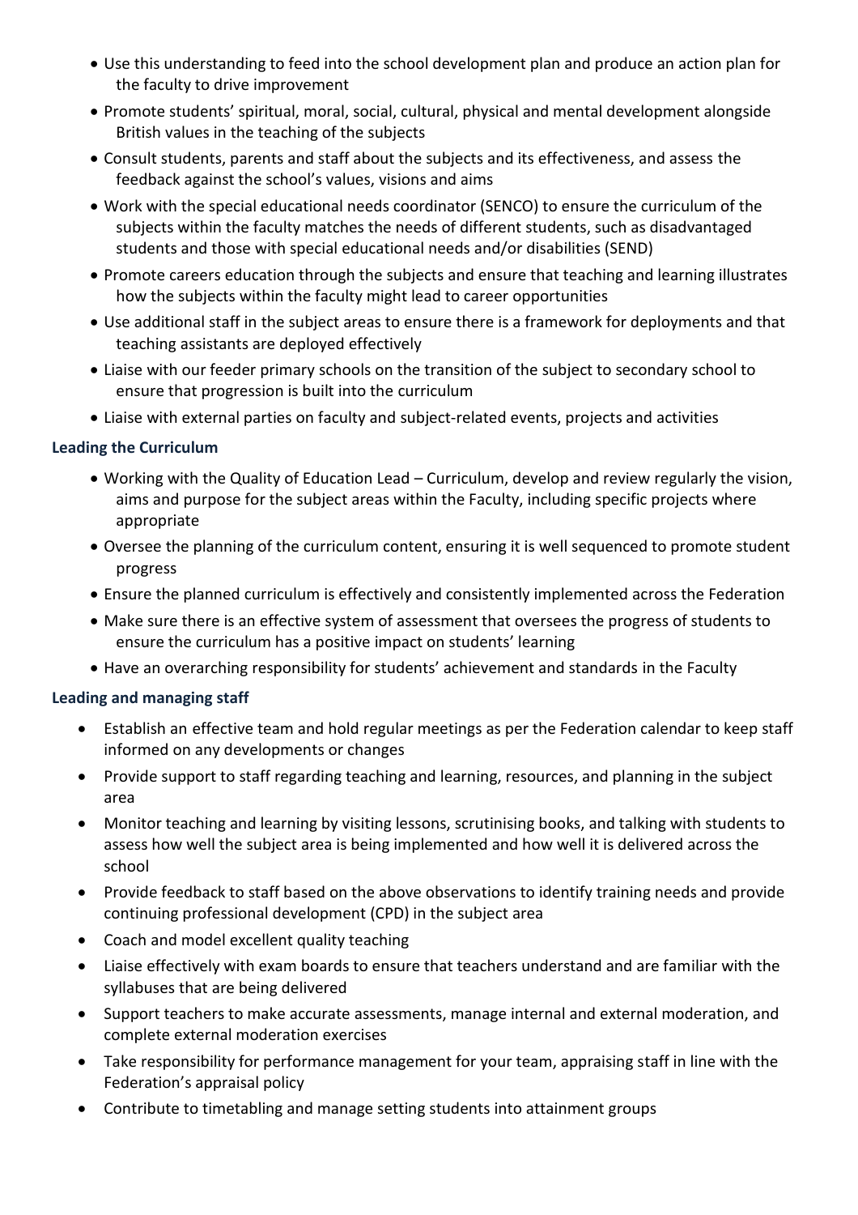- Use this understanding to feed into the school development plan and produce an action plan for the faculty to drive improvement
- Promote students' spiritual, moral, social, cultural, physical and mental development alongside British values in the teaching of the subjects
- Consult students, parents and staff about the subjects and its effectiveness, and assess the feedback against the school's values, visions and aims
- Work with the special educational needs coordinator (SENCO) to ensure the curriculum of the subjects within the faculty matches the needs of different students, such as disadvantaged students and those with special educational needs and/or disabilities (SEND)
- Promote careers education through the subjects and ensure that teaching and learning illustrates how the subjects within the faculty might lead to career opportunities
- Use additional staff in the subject areas to ensure there is a framework for deployments and that teaching assistants are deployed effectively
- Liaise with our feeder primary schools on the transition of the subject to secondary school to ensure that progression is built into the curriculum
- Liaise with external parties on faculty and subject-related events, projects and activities

### Leading the Curriculum

- Working with the Quality of Education Lead – Curriculum, develop and review regularly the vision, aims and purpose for the subject areas within the Faculty, including specific projects where appropriate
- Oversee the planning of the curriculum content, ensuring it is well sequenced to promote student progress
- Ensure the planned curriculum is effectively and consistently implemented across the Federation
- Make sure there is an effective system of assessment that oversees the progress of students to ensure the curriculum has a positive impact on students' learning
- Have an overarching responsibility for students' achievement and standards in the Faculty

### Leading and managing staff

- Establish an effective team and hold regular meetings as per the Federation calendar to keep staff informed on any developments or changes
- Provide support to staff regarding teaching and learning, resources, and planning in the subject area
- Monitor teaching and learning by visiting lessons, scrutinising books, and talking with students to assess how well the subject area is being implemented and how well it is delivered across the school
- Provide feedback to staff based on the above observations to identify training needs and provide continuing professional development (CPD) in the subject area
- Coach and model excellent quality teaching
- Liaise effectively with exam boards to ensure that teachers understand and are familiar with the syllabuses that are being delivered
- Support teachers to make accurate assessments, manage internal and external moderation, and complete external moderation exercises
- Take responsibility for performance management for your team, appraising staff in line with the Federation's appraisal policy
- Contribute to timetabling and manage setting students into attainment groups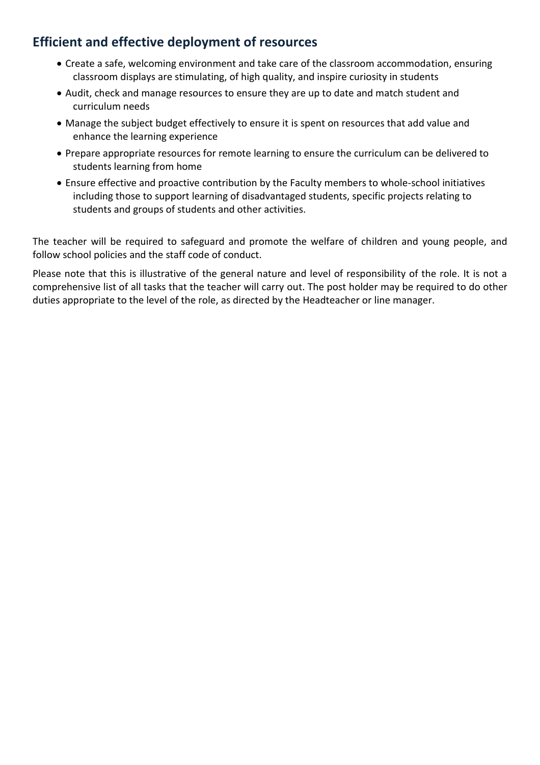## Efficient and effective deployment of resources

- Create a safe, welcoming environment and take care of the classroom accommodation, ensuring classroom displays are stimulating, of high quality, and inspire curiosity in students
- Audit, check and manage resources to ensure they are up to date and match student and curriculum needs
- Manage the subject budget effectively to ensure it is spent on resources that add value and enhance the learning experience
- Prepare appropriate resources for remote learning to ensure the curriculum can be delivered to students learning from home
- Ensure effective and proactive contribution by the Faculty members to whole-school initiatives including those to support learning of disadvantaged students, specific projects relating to students and groups of students and other activities.

The teacher will be required to safeguard and promote the welfare of children and young people, and follow school policies and the staff code of conduct.

Please note that this is illustrative of the general nature and level of responsibility of the role. It is not a comprehensive list of all tasks that the teacher will carry out. The post holder may be required to do other duties appropriate to the level of the role, as directed by the Headteacher or line manager.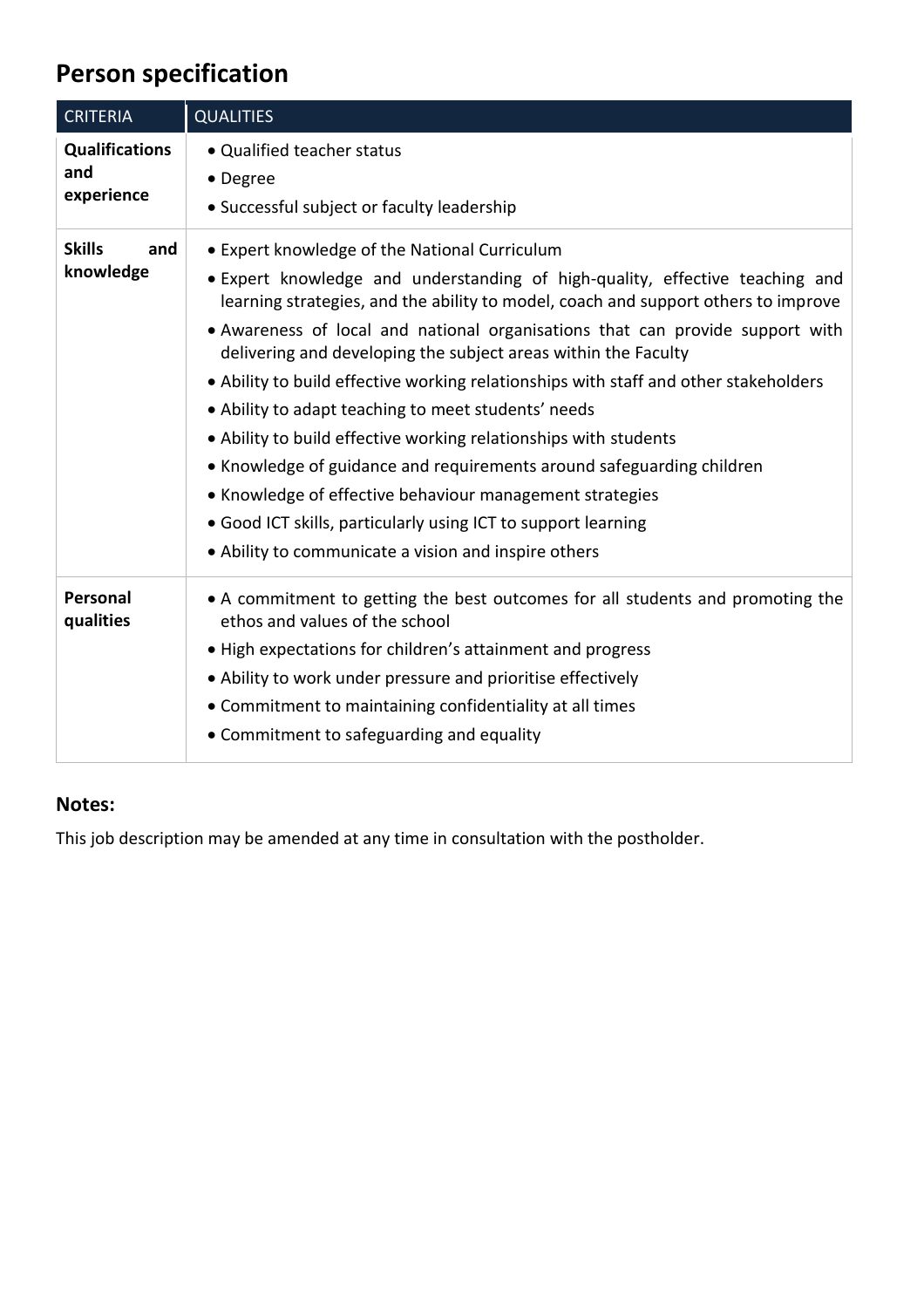## Person specification

| CRITERIA | QUALITIES |
| --- | --- |
| **Qualifications and experience** | • Qualified teacher status<br>• Degree<br>• Successful subject or faculty leadership |
| **Skills and knowledge** | • Expert knowledge of the National Curriculum<br>• Expert knowledge and understanding of high-quality, effective teaching and learning strategies, and the ability to model, coach and support others to improve<br>• Awareness of local and national organisations that can provide support with delivering and developing the subject areas within the Faculty<br>• Ability to build effective working relationships with staff and other stakeholders<br>• Ability to adapt teaching to meet students' needs<br>• Ability to build effective working relationships with students<br>• Knowledge of guidance and requirements around safeguarding children<br>• Knowledge of effective behaviour management strategies<br>• Good ICT skills, particularly using ICT to support learning<br>• Ability to communicate a vision and inspire others |
| **Personal qualities** | • A commitment to getting the best outcomes for all students and promoting the ethos and values of the school<br>• High expectations for children's attainment and progress<br>• Ability to work under pressure and prioritise effectively<br>• Commitment to maintaining confidentiality at all times<br>• Commitment to safeguarding and equality |

### Notes:

This job description may be amended at any time in consultation with the postholder.